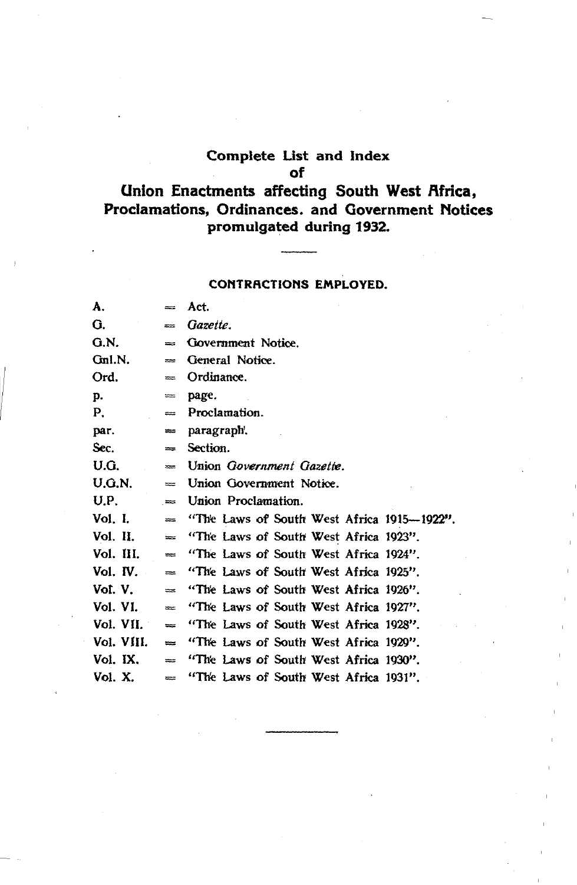# Complete List and Index of Union Enactments affecting South West Africa, Proclamations, Ordinances. and Government Notices promulgated during 1932.

## CONTRACTIONS EMPLOYED.

| | | |
|---|---|---|
| A. | = | Act. |
| G. | = | *Gazette*. |
| G.N. | = | Government Notice. |
| Gnl.N. | = | General Notice. |
| Ord. | = | Ordinance. |
| p. | = | page. |
| P. | = | Proclamation. |
| par. | = | paragraph. |
| Sec. | = | Section. |
| U.G. | = | Union *Government Gazette*. |
| U.G.N. | = | Union Government Notice. |
| U.P. | = | Union Proclamation. |
| Vol. I. | = | "The Laws of South West Africa 1915—1922". |
| Vol. II. | = | "The Laws of South West Africa 1923". |
| Vol. III. | = | "The Laws of South West Africa 1924". |
| Vol. IV. | = | "The Laws of South West Africa 1925". |
| Vol. V. | = | "The Laws of South West Africa 1926". |
| Vol. VI. | = | "The Laws of South West Africa 1927". |
| Vol. VII. | = | "The Laws of South West Africa 1928". |
| Vol. VIII. | = | "The Laws of South West Africa 1929". |
| Vol. IX. | = | "The Laws of South West Africa 1930". |
| Vol. X. | = | "The Laws of South West Africa 1931". |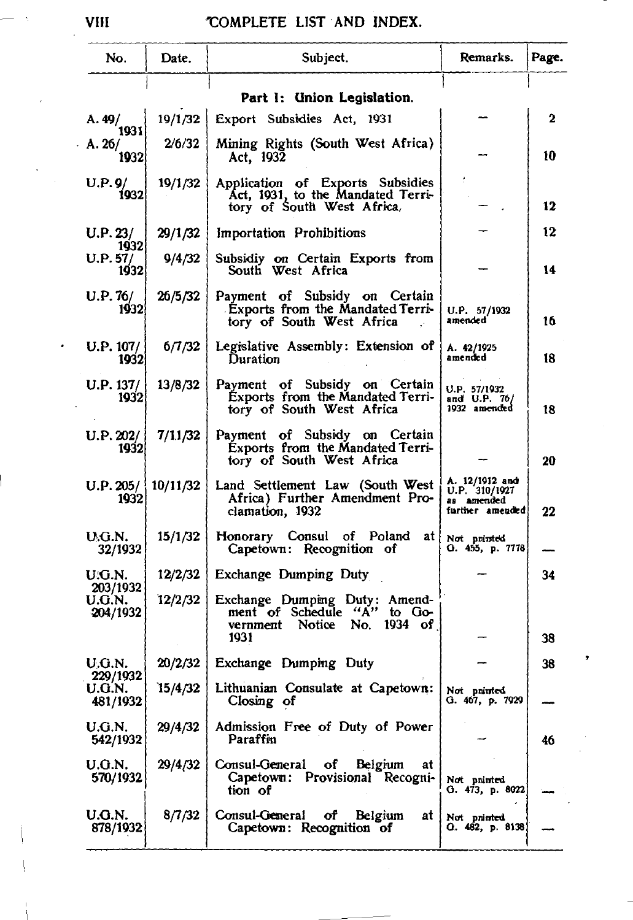# COMPLETE LIST AND INDEX.

| No. | Date. | Subject. | Remarks. | Page. |
|---|---|---|---|---|
| | | **Part 1: Union Legislation.** | | |
| A. 49/1931 | 19/1/32 | Export Subsidies Act, 1931 | — | 2 |
| A. 26/1932 | 2/6/32 | Mining Rights (South West Africa) Act, 1932 | — | 10 |
| U.P. 9/1932 | 19/1/32 | Application of Exports Subsidies Act, 1931, to the Mandated Territory of South West Africa, | — | 12 |
| U.P. 23/1932 | 29/1/32 | Importation Prohibitions | — | 12 |
| U.P. 57/1932 | 9/4/32 | Subsidiy on Certain Exports from South West Africa | — | 14 |
| U.P. 76/1932 | 26/5/32 | Payment of Subsidy on Certain Exports from the Mandated Territory of South West Africa | U.P. 57/1932 amended | 16 |
| U.P. 107/1932 | 6/7/32 | Legislative Assembly: Extension of Duration | A. 42/1925 amended | 18 |
| U.P. 137/1932 | 13/8/32 | Payment of Subsidy on Certain Exports from the Mandated Territory of South West Africa | U.P. 57/1932 and U.P. 76/1932 amended | 18 |
| U.P. 202/1932 | 7/11/32 | Payment of Subsidy on Certain Exports from the Mandated Territory of South West Africa | — | 20 |
| U.P. 205/1932 | 10/11/32 | Land Settlement Law (South West Africa) Further Amendment Proclamation, 1932 | A. 12/1912 and U.P. 310/1927 as amended further amended | 22 |
| U.G.N. 32/1932 | 15/1/32 | Honorary Consul of Poland at Capetown: Recognition of | Not printed G. 455, p. 7778 | — |
| U.G.N. 203/1932 | 12/2/32 | Exchange Dumping Duty | — | 34 |
| U.G.N. 204/1932 | 12/2/32 | Exchange Dumping Duty: Amendment of Schedule "A" to Government Notice No. 1934 of 1931 | — | 38 |
| U.G.N. 229/1932 | 20/2/32 | Exchange Dumping Duty | — | 38 |
| U.G.N. 481/1932 | 15/4/32 | Lithuanian Consulate at Capetown: Closing of | Not printed G. 467, p. 7929 | — |
| U.G.N. 542/1932 | 29/4/32 | Admission Free of Duty of Power Paraffin | — | 46 |
| U.G.N. 570/1932 | 29/4/32 | Consul-General of Belgium at Capetown: Provisional Recognition of | Not printed G. 473, p. 8022 | — |
| U.G.N. 878/1932 | 8/7/32 | Consul-General of Belgium at Capetown: Recognition of | Not printed G. 482, p. 8138 | — |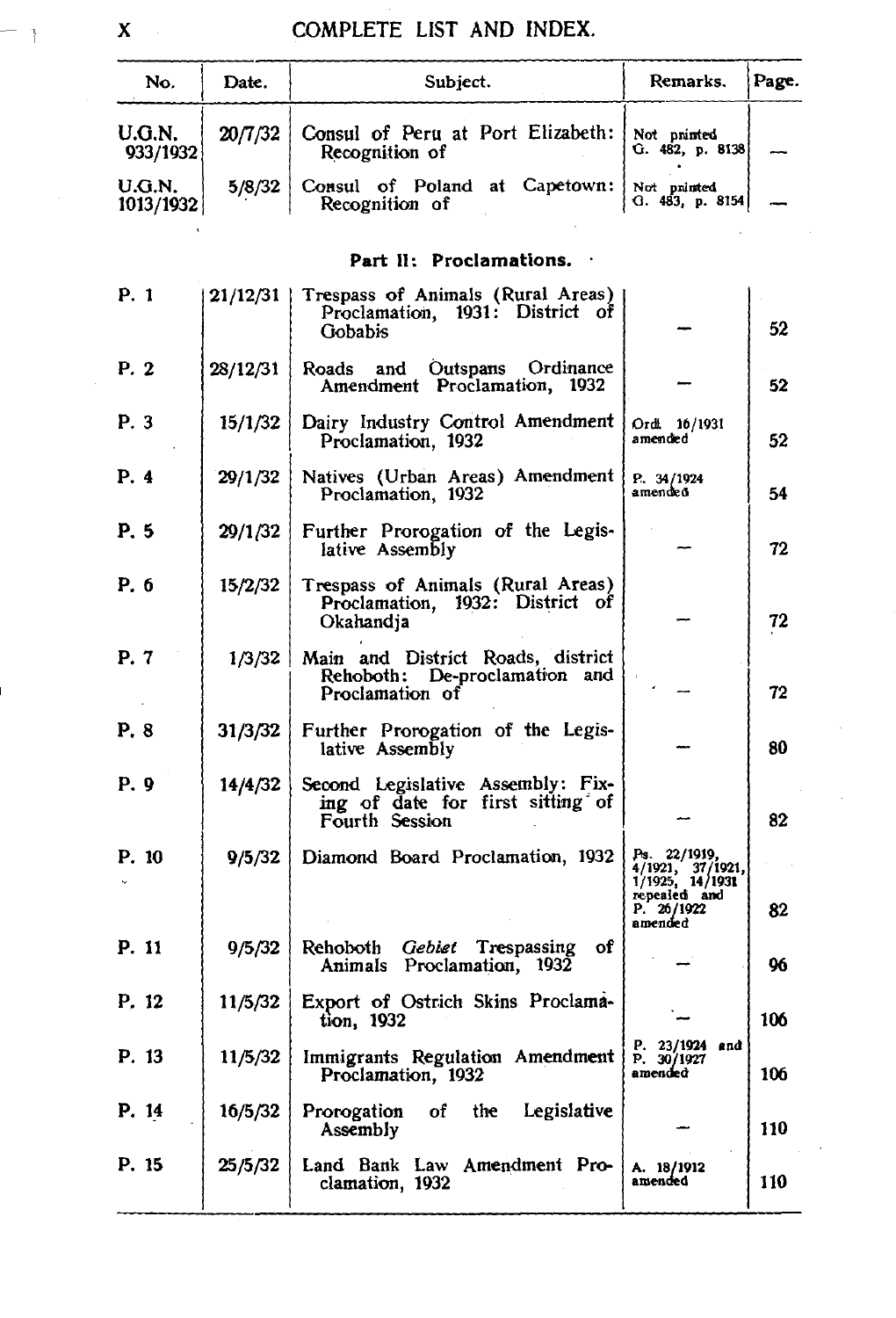# COMPLETE LIST AND INDEX.

| No. | Date. | Subject. | Remarks. | Page. |
|---|---|---|---|---|
| U.G.N. 933/1932 | 20/7/32 | Consul of Peru at Port Elizabeth: Recognition of | Not printed G. 482, p. 8138 | — |
| U.G.N. 1013/1932 | 5/8/32 | Consul of Poland at Capetown: Recognition of | Not printed G. 483, p. 8154 | — |

## Part II: Proclamations.

| No. | Date. | Subject. | Remarks. | Page. |
|---|---|---|---|---|
| P. 1 | 21/12/31 | Trespass of Animals (Rural Areas) Proclamation, 1931: District of Gobabis | — | 52 |
| P. 2 | 28/12/31 | Roads and Outspans Ordinance Amendment Proclamation, 1932 | — | 52 |
| P. 3 | 15/1/32 | Dairy Industry Control Amendment Proclamation, 1932 | Ord. 16/1931 amended | 52 |
| P. 4 | 29/1/32 | Natives (Urban Areas) Amendment Proclamation, 1932 | P. 34/1924 amended | 54 |
| P. 5 | 29/1/32 | Further Prorogation of the Legislative Assembly | — | 72 |
| P. 6 | 15/2/32 | Trespass of Animals (Rural Areas) Proclamation, 1932: District of Okahandja | — | 72 |
| P. 7 | 1/3/32 | Main and District Roads, district Rehoboth: De-proclamation and Proclamation of | — | 72 |
| P. 8 | 31/3/32 | Further Prorogation of the Legislative Assembly | — | 80 |
| P. 9 | 14/4/32 | Second Legislative Assembly: Fixing of date for first sitting of Fourth Session | — | 82 |
| P. 10 | 9/5/32 | Diamond Board Proclamation, 1932 | Ps. 22/1919, 4/1921, 37/1921, 1/1925, 14/1931 repealed and P. 26/1922 amended | 82 |
| P. 11 | 9/5/32 | Rehoboth *Gebiet* Trespassing of Animals Proclamation, 1932 | — | 96 |
| P. 12 | 11/5/32 | Export of Ostrich Skins Proclamation, 1932 | — | 106 |
| P. 13 | 11/5/32 | Immigrants Regulation Amendment Proclamation, 1932 | P. 23/1924 and P. 30/1927 amended | 106 |
| P. 14 | 16/5/32 | Prorogation of the Legislative Assembly | — | 110 |
| P. 15 | 25/5/32 | Land Bank Law Amendment Proclamation, 1932 | A. 18/1912 amended | 110 |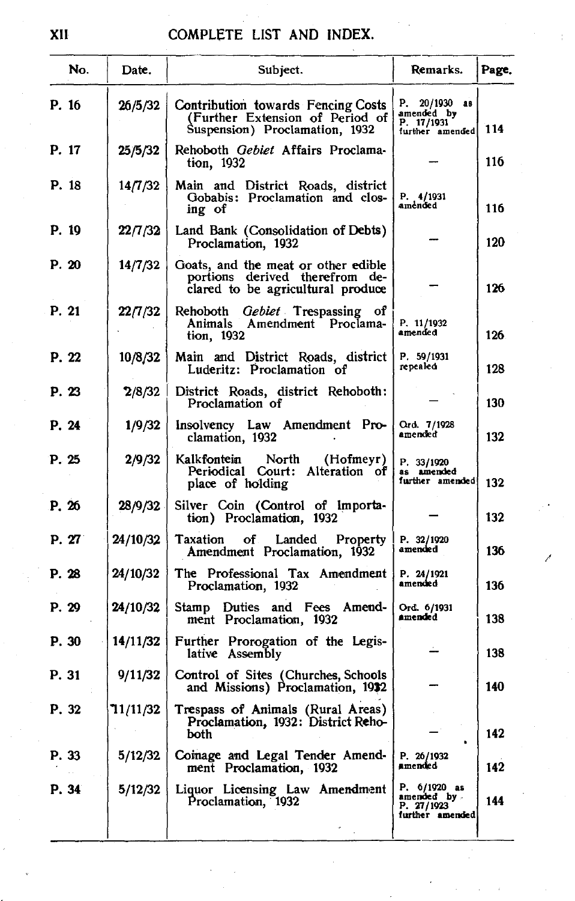# COMPLETE LIST AND INDEX.

| No. | Date. | Subject. | Remarks. | Page. |
|---|---|---|---|---|
| P. 16 | 26/5/32 | Contribution towards Fencing Costs (Further Extension of Period of Suspension) Proclamation, 1932 | P. 20/1930 as amended by P. 17/1931 further amended | 114 |
| P. 17 | 25/5/32 | Rehoboth *Gebiet* Affairs Proclamation, 1932 | — | 116 |
| P. 18 | 14/7/32 | Main and District Roads, district Gobabis: Proclamation and closing of | P. 4/1931 amended | 116 |
| P. 19 | 22/7/32 | Land Bank (Consolidation of Debts) Proclamation, 1932 | — | 120 |
| P. 20 | 14/7/32 | Goats, and the meat or other edible portions derived therefrom declared to be agricultural produce | — | 126 |
| P. 21 | 22/7/32 | Rehoboth *Gebiet* Trespassing of Animals Amendment Proclamation, 1932 | P. 11/1932 amended | 126 |
| P. 22 | 10/8/32 | Main and District Roads, district Luderitz: Proclamation of | P. 59/1931 repealed | 128 |
| P. 23 | 2/8/32 | District Roads, district Rehoboth: Proclamation of | — | 130 |
| P. 24 | 1/9/32 | Insolvency Law Amendment Proclamation, 1932 | Ord. 7/1928 amended | 132 |
| P. 25 | 2/9/32 | Kalkfontein North (Hofmeyr) Periodical Court: Alteration of place of holding | P. 33/1920 as amended further amended | 132 |
| P. 26 | 28/9/32 | Silver Coin (Control of Importation) Proclamation, 1932 | — | 132 |
| P. 27 | 24/10/32 | Taxation of Landed Property Amendment Proclamation, 1932 | P. 32/1920 amended | 136 |
| P. 28 | 24/10/32 | The Professional Tax Amendment Proclamation, 1932 | P. 24/1921 amended | 136 |
| P. 29 | 24/10/32 | Stamp Duties and Fees Amendment Proclamation, 1932 | Ord. 6/1931 amended | 138 |
| P. 30 | 14/11/32 | Further Prorogation of the Legislative Assembly | — | 138 |
| P. 31 | 9/11/32 | Control of Sites (Churches, Schools and Missions) Proclamation, 1932 | — | 140 |
| P. 32 | 11/11/32 | Trespass of Animals (Rural Areas) Proclamation, 1932: District Rehoboth | — | 142 |
| P. 33 | 5/12/32 | Coinage and Legal Tender Amendment Proclamation, 1932 | P. 26/1932 amended | 142 |
| P. 34 | 5/12/32 | Liquor Licensing Law Amendment Proclamation, 1932 | P. 6/1920 as amended by P. 27/1923 further amended | 144 |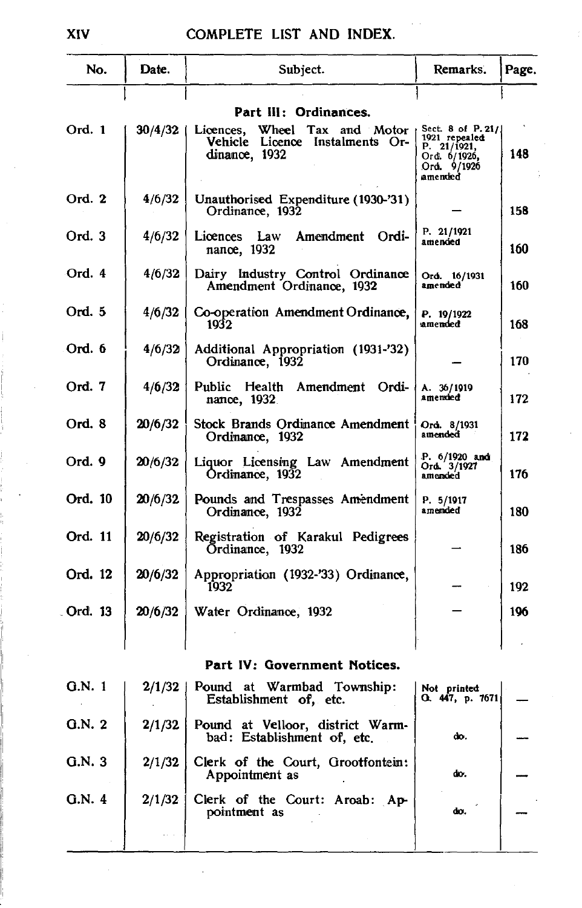## COMPLETE LIST AND INDEX.

| No. | Date. | Subject. | Remarks. | Page. |
|---|---|---|---|---|
| | | **Part III: Ordinances.** | | |
| Ord. 1 | 30/4/32 | Licences, Wheel Tax and Motor Vehicle Licence Instalments Ordinance, 1932 | Sect. 8 of P. 21/1921 repealed P. 21/1921, Ord. 6/1926, Ord. 9/1926 amended | 148 |
| Ord. 2 | 4/6/32 | Unauthorised Expenditure (1930-'31) Ordinance, 1932 | — | 158 |
| Ord. 3 | 4/6/32 | Licences Law Amendment Ordinance, 1932 | P. 21/1921 amended | 160 |
| Ord. 4 | 4/6/32 | Dairy Industry Control Ordinance Amendment Ordinance, 1932 | Ord. 16/1931 amended | 160 |
| Ord. 5 | 4/6/32 | Co-operation Amendment Ordinance, 1932 | P. 19/1922 amended | 168 |
| Ord. 6 | 4/6/32 | Additional Appropriation (1931-'32) Ordinance, 1932 | — | 170 |
| Ord. 7 | 4/6/32 | Public Health Amendment Ordinance, 1932 | A. 36/1919 amended | 172 |
| Ord. 8 | 20/6/32 | Stock Brands Ordinance Amendment Ordinance, 1932 | Ord. 8/1931 amended | 172 |
| Ord. 9 | 20/6/32 | Liquor Licensing Law Amendment Ordinance, 1932 | P. 6/1920 and Ord. 3/1927 amended | 176 |
| Ord. 10 | 20/6/32 | Pounds and Trespasses Amendment Ordinance, 1932 | P. 5/1917 amended | 180 |
| Ord. 11 | 20/6/32 | Registration of Karakul Pedigrees Ordinance, 1932 | — | 186 |
| Ord. 12 | 20/6/32 | Appropriation (1932-'33) Ordinance, 1932 | — | 192 |
| Ord. 13 | 20/6/32 | Water Ordinance, 1932 | — | 196 |
| | | **Part IV: Government Notices.** | | |
| G.N. 1 | 2/1/32 | Pound at Warmbad Township: Establishment of, etc. | Not printed G. 447, p. 7671 | — |
| G.N. 2 | 2/1/32 | Pound at Velloor, district Warmbad: Establishment of, etc. | do. | — |
| G.N. 3 | 2/1/32 | Clerk of the Court, Grootfontein: Appointment as | do. | — |
| G.N. 4 | 2/1/32 | Clerk of the Court: Aroab: Appointment as | do. | — |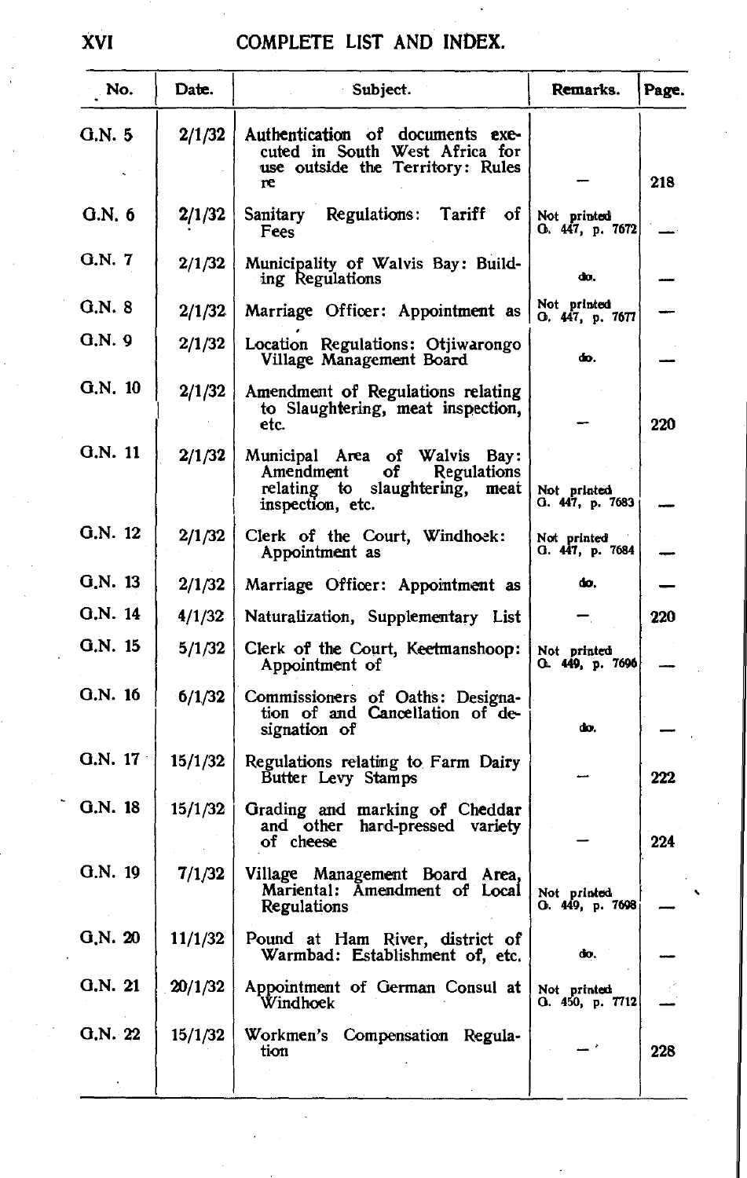# COMPLETE LIST AND INDEX.

| No. | Date. | Subject. | Remarks. | Page. |
|---|---|---|---|---|
| G.N. 5 | 2/1/32 | Authentication of documents executed in South West Africa for use outside the Territory: Rules re | — | 218 |
| G.N. 6 | 2/1/32 | Sanitary Regulations: Tariff of Fees | Not printed G. 447, p. 7672 | — |
| G.N. 7 | 2/1/32 | Municipality of Walvis Bay: Building Regulations | do. | — |
| G.N. 8 | 2/1/32 | Marriage Officer: Appointment as | Not printed G. 447, p. 7677 | — |
| G.N. 9 | 2/1/32 | Location Regulations: Otjiwarongo Village Management Board | do. | — |
| G.N. 10 | 2/1/32 | Amendment of Regulations relating to Slaughtering, meat inspection, etc. | — | 220 |
| G.N. 11 | 2/1/32 | Municipal Area of Walvis Bay: Amendment of Regulations relating to slaughtering, meat inspection, etc. | Not printed G. 447, p. 7683 | — |
| G.N. 12 | 2/1/32 | Clerk of the Court, Windhoek: Appointment as | Not printed G. 447, p. 7684 | — |
| G.N. 13 | 2/1/32 | Marriage Officer: Appointment as | do. | — |
| G.N. 14 | 4/1/32 | Naturalization, Supplementary List | — | 220 |
| G.N. 15 | 5/1/32 | Clerk of the Court, Keetmanshoop: Appointment of | Not printed G. 449, p. 7696 | — |
| G.N. 16 | 6/1/32 | Commissioners of Oaths: Designation of and Cancellation of designation of | do. | — |
| G.N. 17 | 15/1/32 | Regulations relating to Farm Dairy Butter Levy Stamps | — | 222 |
| G.N. 18 | 15/1/32 | Grading and marking of Cheddar and other hard-pressed variety of cheese | — | 224 |
| G.N. 19 | 7/1/32 | Village Management Board Area, Mariental: Amendment of Local Regulations | Not printed G. 449, p. 7698 | — |
| G.N. 20 | 11/1/32 | Pound at Ham River, district of Warmbad: Establishment of, etc. | do. | — |
| G.N. 21 | 20/1/32 | Appointment of German Consul at Windhoek | Not printed G. 450, p. 7712 | — |
| G.N. 22 | 15/1/32 | Workmen's Compensation Regulation | — | 228 |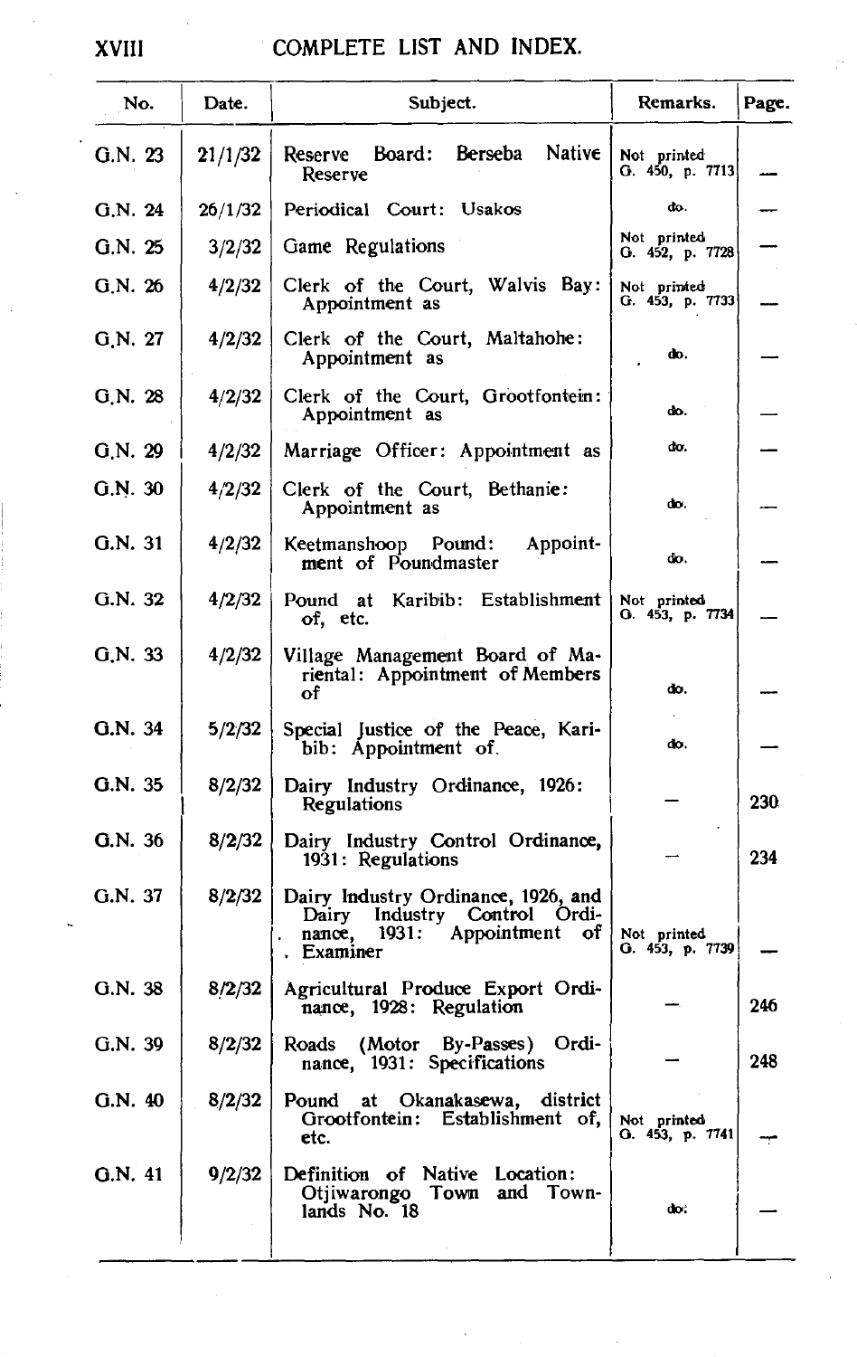## COMPLETE LIST AND INDEX.

| No. | Date. | Subject. | Remarks. | Page. |
|---|---|---|---|---|
| G.N. 23 | 21/1/32 | Reserve Board: Berseba Native Reserve | Not printed G. 450, p. 7713 | — |
| G.N. 24 | 26/1/32 | Periodical Court: Usakos | do. | — |
| G.N. 25 | 3/2/32 | Game Regulations | Not printed G. 452, p. 7728 | — |
| G.N. 26 | 4/2/32 | Clerk of the Court, Walvis Bay: Appointment as | Not printed G. 453, p. 7733 | — |
| G.N. 27 | 4/2/32 | Clerk of the Court, Maltahohe: Appointment as | do. | — |
| G.N. 28 | 4/2/32 | Clerk of the Court, Grootfontein: Appointment as | do. | — |
| G.N. 29 | 4/2/32 | Marriage Officer: Appointment as | do. | — |
| G.N. 30 | 4/2/32 | Clerk of the Court, Bethanie: Appointment as | do. | — |
| G.N. 31 | 4/2/32 | Keetmanshoop Pound: Appointment of Poundmaster | do. | — |
| G.N. 32 | 4/2/32 | Pound at Karibib: Establishment of, etc. | Not printed G. 453, p. 7734 | — |
| G.N. 33 | 4/2/32 | Village Management Board of Mariental: Appointment of Members of | do. | — |
| G.N. 34 | 5/2/32 | Special Justice of the Peace, Karibib: Appointment of. | do. | — |
| G.N. 35 | 8/2/32 | Dairy Industry Ordinance, 1926: Regulations | — | 230 |
| G.N. 36 | 8/2/32 | Dairy Industry Control Ordinance, 1931: Regulations | — | 234 |
| G.N. 37 | 8/2/32 | Dairy Industry Ordinance, 1926, and Dairy Industry Control Ordinance, 1931: Appointment of Examiner | Not printed G. 453, p. 7739 | — |
| G.N. 38 | 8/2/32 | Agricultural Produce Export Ordinance, 1928: Regulation | — | 246 |
| G.N. 39 | 8/2/32 | Roads (Motor By-Passes) Ordinance, 1931: Specifications | — | 248 |
| G.N. 40 | 8/2/32 | Pound at Okanakasewa, district Grootfontein: Establishment of, etc. | Not printed G. 453, p. 7741 | — |
| G.N. 41 | 9/2/32 | Definition of Native Location: Otjiwarongo Town and Townlands No. 18 | do. | — |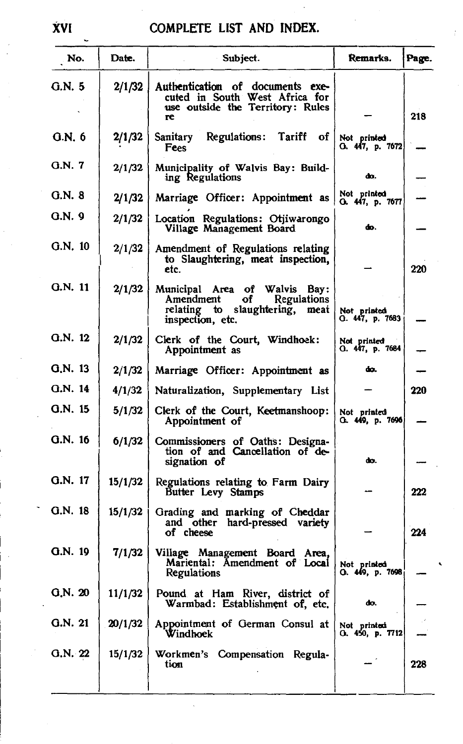## COMPLETE LIST AND INDEX.

| No. | Date. | Subject. | Remarks. | Page. |
|---|---|---|---|---|
| G.N. 5 | 2/1/32 | Authentication of documents executed in South West Africa for use outside the Territory: Rules re | — | 218 |
| G.N. 6 | 2/1/32 | Sanitary Regulations: Tariff of Fees | Not printed G. 447, p. 7672 | — |
| G.N. 7 | 2/1/32 | Municipality of Walvis Bay: Building Regulations | do. | — |
| G.N. 8 | 2/1/32 | Marriage Officer: Appointment as | Not printed G. 447, p. 7677 | — |
| G.N. 9 | 2/1/32 | Location Regulations: Otjiwarongo Village Management Board | do. | — |
| G.N. 10 | 2/1/32 | Amendment of Regulations relating to Slaughtering, meat inspection, etc. | — | 220 |
| G.N. 11 | 2/1/32 | Municipal Area of Walvis Bay: Amendment of Regulations relating to slaughtering, meat inspection, etc. | Not printed G. 447, p. 7683 | — |
| G.N. 12 | 2/1/32 | Clerk of the Court, Windhoek: Appointment as | Not printed G. 447, p. 7684 | — |
| G.N. 13 | 2/1/32 | Marriage Officer: Appointment as | do. | — |
| G.N. 14 | 4/1/32 | Naturalization, Supplementary List | — | 220 |
| G.N. 15 | 5/1/32 | Clerk of the Court, Keetmanshoop: Appointment of | Not printed G. 449, p. 7696 | — |
| G.N. 16 | 6/1/32 | Commissioners of Oaths: Designation of and Cancellation of designation of | do. | — |
| G.N. 17 | 15/1/32 | Regulations relating to Farm Dairy Butter Levy Stamps | — | 222 |
| G.N. 18 | 15/1/32 | Grading and marking of Cheddar and other hard-pressed variety of cheese | — | 224 |
| G.N. 19 | 7/1/32 | Village Management Board Area, Mariental: Amendment of Local Regulations | Not printed G. 449, p. 7698 | — |
| G.N. 20 | 11/1/32 | Pound at Ham River, district of Warmbad: Establishment of, etc. | do. | — |
| G.N. 21 | 20/1/32 | Appointment of German Consul at Windhoek | Not printed G. 450, p. 7712 | — |
| G.N. 22 | 15/1/32 | Workmen's Compensation Regulation | — | 228 |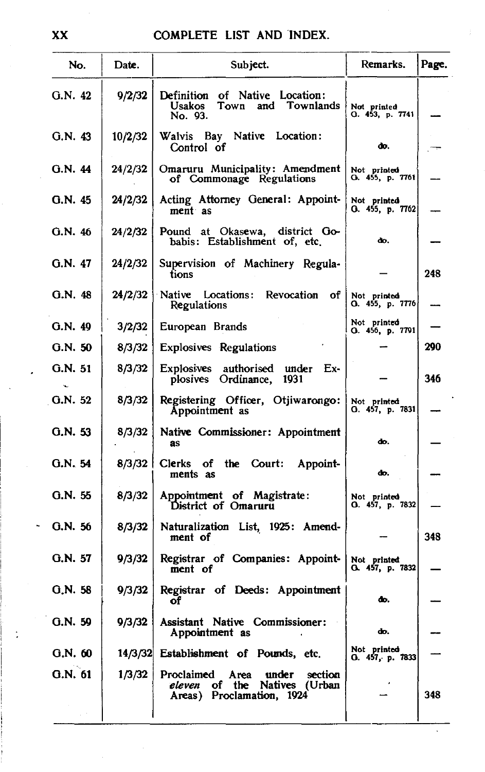## COMPLETE LIST AND INDEX.

| No. | Date. | Subject. | Remarks. | Page. |
|---|---|---|---|---|
| G.N. 42 | 9/2/32 | Definition of Native Location: Usakos Town and Townlands No. 93. | Not printed G. 453, p. 7741 | — |
| G.N. 43 | 10/2/32 | Walvis Bay Native Location: Control of | do. | — |
| G.N. 44 | 24/2/32 | Omaruru Municipality: Amendment of Commonage Regulations | Not printed G. 455, p. 7761 | — |
| G.N. 45 | 24/2/32 | Acting Attorney General: Appointment as | Not printed G. 455, p. 7762 | — |
| G.N. 46 | 24/2/32 | Pound at Okasewa, district Gobabis: Establishment of, etc. | do. | — |
| G.N. 47 | 24/2/32 | Supervision of Machinery Regulations | — | 248 |
| G.N. 48 | 24/2/32 | Native Locations: Revocation of Regulations | Not printed G. 455, p. 7776 | — |
| G.N. 49 | 3/2/32 | European Brands | Not printed G. 456, p. 7791 | — |
| G.N. 50 | 8/3/32 | Explosives Regulations | — | 290 |
| G.N. 51 | 8/3/32 | Explosives authorised under Explosives Ordinance, 1931 | — | 346 |
| G.N. 52 | 8/3/32 | Registering Officer, Otjiwarongo: Appointment as | Not printed G. 457, p. 7831 | — |
| G.N. 53 | 8/3/32 | Native Commissioner: Appointment as | do. | — |
| G.N. 54 | 8/3/32 | Clerks of the Court: Appointments as | do. | — |
| G.N. 55 | 8/3/32 | Appointment of Magistrate: District of Omaruru | Not printed G. 457, p. 7832 | — |
| G.N. 56 | 8/3/32 | Naturalization List, 1925: Amendment of | — | 348 |
| G.N. 57 | 9/3/32 | Registrar of Companies: Appointment of | Not printed G. 457, p. 7832 | — |
| G.N. 58 | 9/3/32 | Registrar of Deeds: Appointment of | do. | — |
| G.N. 59 | 9/3/32 | Assistant Native Commissioner: Appointment as | do. | — |
| G.N. 60 | 14/3/32 | Establishment of Pounds, etc. | Not printed G. 457, p. 7833 | — |
| G.N. 61 | 1/3/32 | Proclaimed Area under section *eleven* of the Natives (Urban Areas) Proclamation, 1924 | — | 348 |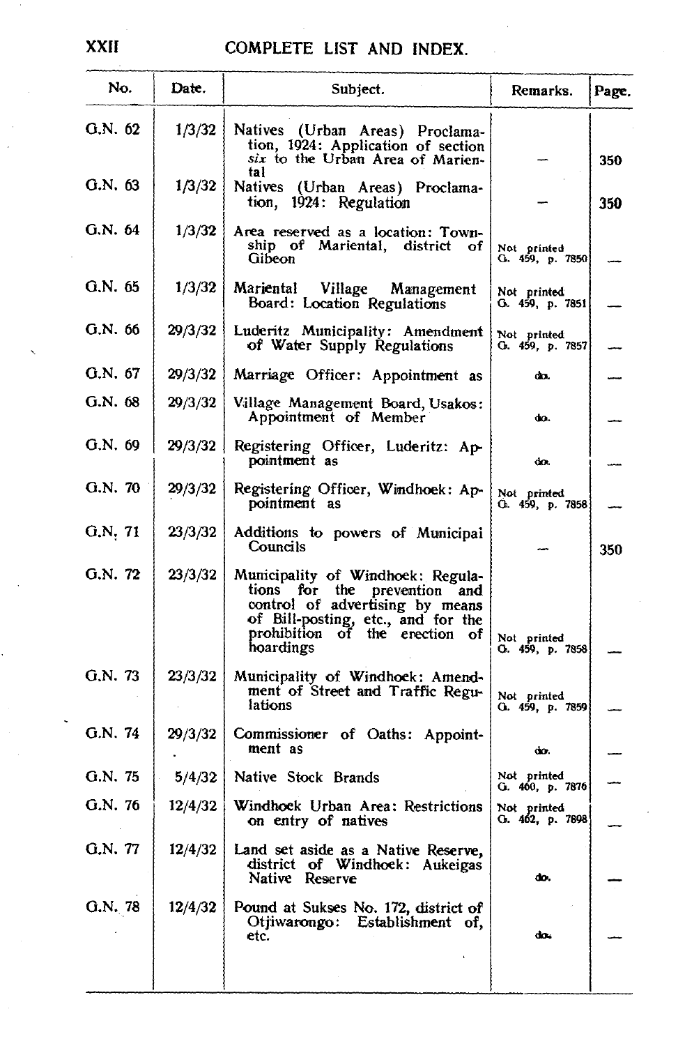# COMPLETE LIST AND INDEX.

| No. | Date. | Subject. | Remarks. | Page. |
|---|---|---|---|---|
| G.N. 62 | 1/3/32 | Natives (Urban Areas) Proclamation, 1924: Application of section *six* to the Urban Area of Mariental | — | 350 |
| G.N. 63 | 1/3/32 | Natives (Urban Areas) Proclamation, 1924: Regulation | — | 350 |
| G.N. 64 | 1/3/32 | Area reserved as a location: Township of Mariental, district of Gibeon | Not printed G. 459, p. 7850 | — |
| G.N. 65 | 1/3/32 | Mariental Village Management Board: Location Regulations | Not printed G. 459, p. 7851 | — |
| G.N. 66 | 29/3/32 | Luderitz Municipality: Amendment of Water Supply Regulations | Not printed G. 459, p. 7857 | — |
| G.N. 67 | 29/3/32 | Marriage Officer: Appointment as | do. | — |
| G.N. 68 | 29/3/32 | Village Management Board, Usakos: Appointment of Member | do. | — |
| G.N. 69 | 29/3/32 | Registering Officer, Luderitz: Appointment as | do. | — |
| G.N. 70 | 29/3/32 | Registering Officer, Windhoek: Appointment as | Not printed G. 459, p. 7858 | — |
| G.N. 71 | 23/3/32 | Additions to powers of Municipal Councils | — | 350 |
| G.N. 72 | 23/3/32 | Municipality of Windhoek: Regulations for the prevention and control of advertising by means of Bill-posting, etc., and for the prohibition of the erection of hoardings | Not printed G. 459, p. 7858 | — |
| G.N. 73 | 23/3/32 | Municipality of Windhoek: Amendment of Street and Traffic Regulations | Not printed G. 459, p. 7859 | — |
| G.N. 74 | 29/3/32 | Commissioner of Oaths: Appointment as | do. | — |
| G.N. 75 | 5/4/32 | Native Stock Brands | Not printed G. 460, p. 7876 | — |
| G.N. 76 | 12/4/32 | Windhoek Urban Area: Restrictions on entry of natives | Not printed G. 462, p. 7898 | — |
| G.N. 77 | 12/4/32 | Land set aside as a Native Reserve, district of Windhoek: Aukeigas Native Reserve | do. | — |
| G.N. 78 | 12/4/32 | Pound at Sukses No. 172, district of Otjiwarongo: Establishment of, etc. | do. | — |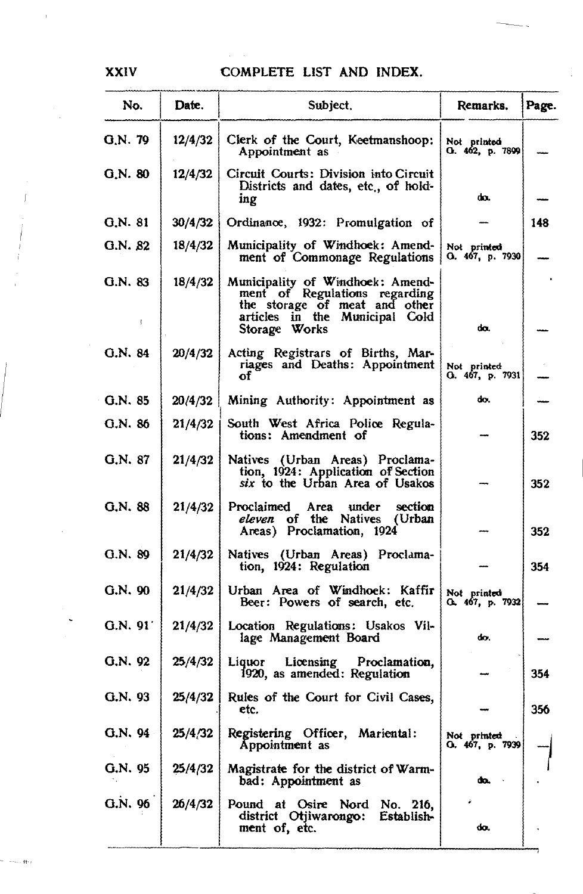## COMPLETE LIST AND INDEX.

| No. | Date. | Subject. | Remarks. | Page. |
|---|---|---|---|---|
| G.N. 79 | 12/4/32 | Clerk of the Court, Keetmanshoop: Appointment as | Not printed G. 462, p. 7899 | — |
| G.N. 80 | 12/4/32 | Circuit Courts: Division into Circuit Districts and dates, etc., of holding | do. | — |
| G.N. 81 | 30/4/32 | Ordinance, 1932: Promulgation of | — | 148 |
| G.N. 82 | 18/4/32 | Municipality of Windhoek: Amendment of Commonage Regulations | Not printed G. 467, p. 7930 | — |
| G.N. 83 | 18/4/32 | Municipality of Windhoek: Amendment of Regulations regarding the storage of meat and other articles in the Municipal Cold Storage Works | do. | — |
| G.N. 84 | 20/4/32 | Acting Registrars of Births, Marriages and Deaths: Appointment of | Not printed G. 467, p. 7931 | — |
| G.N. 85 | 20/4/32 | Mining Authority: Appointment as | do. | — |
| G.N. 86 | 21/4/32 | South West Africa Police Regulations: Amendment of | — | 352 |
| G.N. 87 | 21/4/32 | Natives (Urban Areas) Proclamation, 1924: Application of Section *six* to the Urban Area of Usakos | — | 352 |
| G.N. 88 | 21/4/32 | Proclaimed Area under section *eleven* of the Natives (Urban Areas) Proclamation, 1924 | — | 352 |
| G.N. 89 | 21/4/32 | Natives (Urban Areas) Proclamation, 1924: Regulation | — | 354 |
| G.N. 90 | 21/4/32 | Urban Area of Windhoek: Kaffir Beer: Powers of search, etc. | Not printed G. 467, p. 7932 | — |
| G.N. 91 | 21/4/32 | Location Regulations: Usakos Village Management Board | do. | — |
| G.N. 92 | 25/4/32 | Liquor Licensing Proclamation, 1920, as amended: Regulation | — | 354 |
| G.N. 93 | 25/4/32 | Rules of the Court for Civil Cases, etc. | — | 356 |
| G.N. 94 | 25/4/32 | Registering Officer, Mariental: Appointment as | Not printed G. 467, p. 7939 | — |
| G.N. 95 | 25/4/32 | Magistrate for the district of Warmbad: Appointment as | do. | |
| G.N. 96 | 26/4/32 | Pound at Osire Nord No. 216, district Otjiwarongo: Establishment of, etc. | do. | |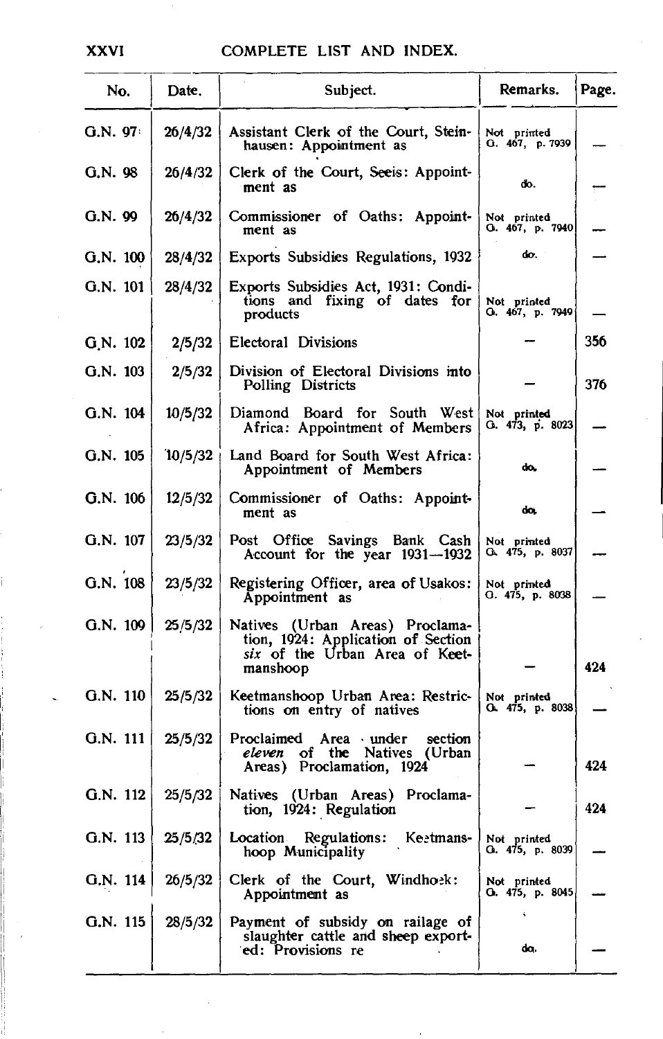# COMPLETE LIST AND INDEX.

| No. | Date. | Subject. | Remarks. | Page. |
|---|---|---|---|---|
| G.N. 97 | 26/4/32 | Assistant Clerk of the Court, Steinhausen: Appointment as | Not printed G. 467, p. 7939 | — |
| G.N. 98 | 26/4/32 | Clerk of the Court, Seeis: Appointment as | do. | — |
| G.N. 99 | 26/4/32 | Commissioner of Oaths: Appointment as | Not printed G. 467, p. 7940 | — |
| G.N. 100 | 28/4/32 | Exports Subsidies Regulations, 1932 | do. | — |
| G.N. 101 | 28/4/32 | Exports Subsidies Act, 1931: Conditions and fixing of dates for products | Not printed G. 467, p. 7949 | — |
| G.N. 102 | 2/5/32 | Electoral Divisions | — | 356 |
| G.N. 103 | 2/5/32 | Division of Electoral Divisions into Polling Districts | — | 376 |
| G.N. 104 | 10/5/32 | Diamond Board for South West Africa: Appointment of Members | Not printed G. 473, p. 8023 | — |
| G.N. 105 | 10/5/32 | Land Board for South West Africa: Appointment of Members | do. | — |
| G.N. 106 | 12/5/32 | Commissioner of Oaths: Appointment as | do. | — |
| G.N. 107 | 23/5/32 | Post Office Savings Bank Cash Account for the year 1931—1932 | Not printed G. 475, p. 8037 | — |
| G.N. 108 | 23/5/32 | Registering Officer, area of Usakos: Appointment as | Not printed G. 475, p. 8038 | — |
| G.N. 109 | 25/5/32 | Natives (Urban Areas) Proclamation, 1924: Application of Section *six* of the Urban Area of Keetmanshoop | — | 424 |
| G.N. 110 | 25/5/32 | Keetmanshoop Urban Area: Restrictions on entry of natives | Not printed G. 475, p. 8038 | — |
| G.N. 111 | 25/5/32 | Proclaimed Area under section *eleven* of the Natives (Urban Areas) Proclamation, 1924 | — | 424 |
| G.N. 112 | 25/5/32 | Natives (Urban Areas) Proclamation, 1924: Regulation | — | 424 |
| G.N. 113 | 25/5/32 | Location Regulations: Keetmanshoop Municipality | Not printed G. 475, p. 8039 | — |
| G.N. 114 | 26/5/32 | Clerk of the Court, Windhoek: Appointment as | Not printed G. 475, p. 8045 | — |
| G.N. 115 | 28/5/32 | Payment of subsidy on railage of slaughter cattle and sheep exported: Provisions re | do. | — |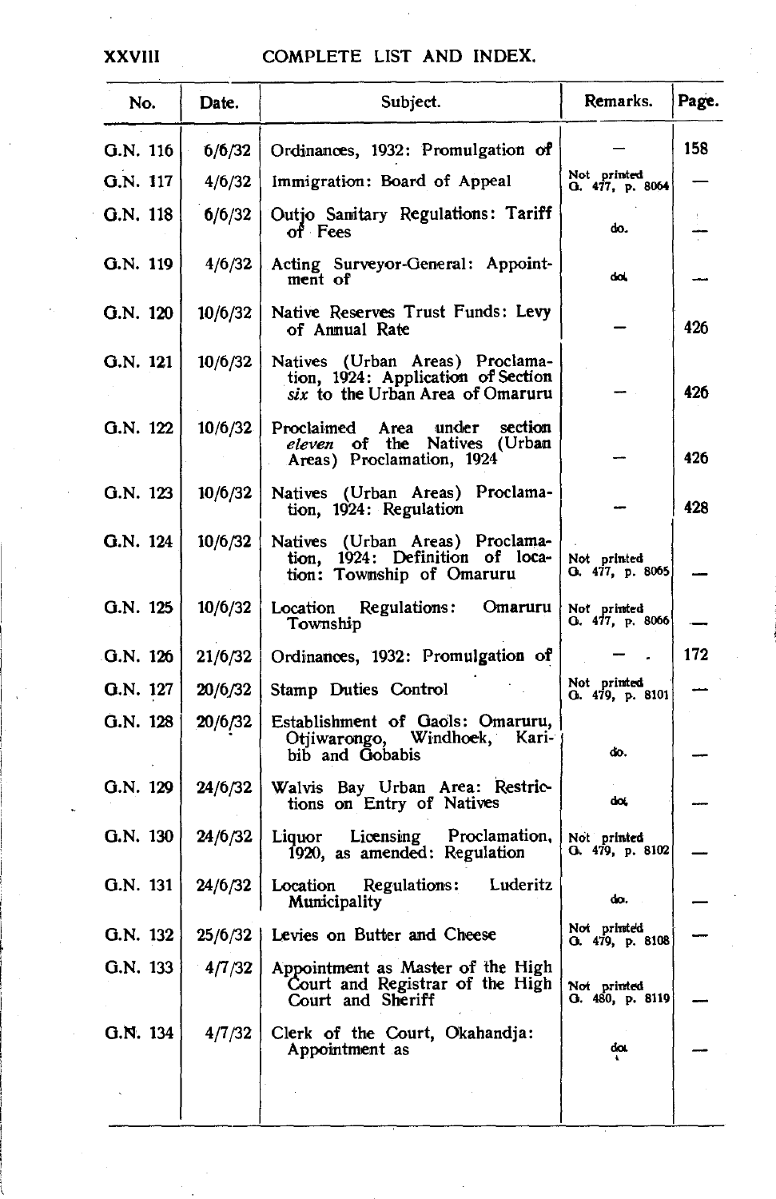# COMPLETE LIST AND INDEX.

| No. | Date. | Subject. | Remarks. | Page. |
|---|---|---|---|---|
| G.N. 116 | 6/6/32 | Ordinances, 1932: Promulgation of | — | 158 |
| G.N. 117 | 4/6/32 | Immigration: Board of Appeal | Not printed G. 477, p. 8064 | — |
| G.N. 118 | 6/6/32 | Outjo Sanitary Regulations: Tariff of Fees | do. | — |
| G.N. 119 | 4/6/32 | Acting Surveyor-General: Appointment of | do. | — |
| G.N. 120 | 10/6/32 | Native Reserves Trust Funds: Levy of Annual Rate | — | 426 |
| G.N. 121 | 10/6/32 | Natives (Urban Areas) Proclamation, 1924: Application of Section *six* to the Urban Area of Omaruru | — | 426 |
| G.N. 122 | 10/6/32 | Proclaimed Area under section *eleven* of the Natives (Urban Areas) Proclamation, 1924 | — | 426 |
| G.N. 123 | 10/6/32 | Natives (Urban Areas) Proclamation, 1924: Regulation | — | 428 |
| G.N. 124 | 10/6/32 | Natives (Urban Areas) Proclamation, 1924: Definition of location: Township of Omaruru | Not printed G. 477, p. 8065 | — |
| G.N. 125 | 10/6/32 | Location Regulations: Omaruru Township | Not printed G. 477, p. 8066 | — |
| G.N. 126 | 21/6/32 | Ordinances, 1932: Promulgation of | — | 172 |
| G.N. 127 | 20/6/32 | Stamp Duties Control | Not printed G. 479, p. 8101 | — |
| G.N. 128 | 20/6/32 | Establishment of Gaols: Omaruru, Otjiwarongo, Windhoek, Karibib and Gobabis | do. | — |
| G.N. 129 | 24/6/32 | Walvis Bay Urban Area: Restrictions on Entry of Natives | do. | — |
| G.N. 130 | 24/6/32 | Liquor Licensing Proclamation, 1920, as amended: Regulation | Not printed G. 479, p. 8102 | — |
| G.N. 131 | 24/6/32 | Location Regulations: Luderitz Municipality | do. | — |
| G.N. 132 | 25/6/32 | Levies on Butter and Cheese | Not printed G. 479, p. 8108 | — |
| G.N. 133 | 4/7/32 | Appointment as Master of the High Court and Registrar of the High Court and Sheriff | Not printed G. 480, p. 8119 | — |
| G.N. 134 | 4/7/32 | Clerk of the Court, Okahandja: Appointment as | do. | — |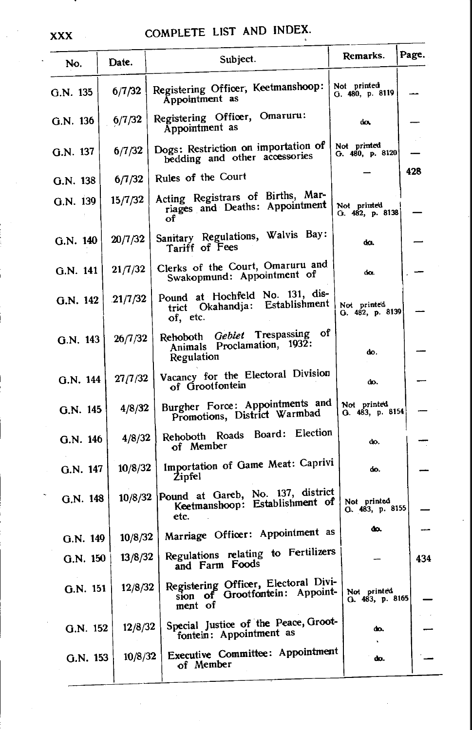## COMPLETE LIST AND INDEX.

| No. | Date. | Subject. | Remarks. | Page. |
|---|---|---|---|---|
| G.N. 135 | 6/7/32 | Registering Officer, Keetmanshoop: Appointment as | Not printed G. 480, p. 8119 | — |
| G.N. 136 | 6/7/32 | Registering Officer, Omaruru: Appointment as | do. | — |
| G.N. 137 | 6/7/32 | Dogs: Restriction on importation of bedding and other accessories | Not printed G. 480, p. 8120 | — |
| G.N. 138 | 6/7/32 | Rules of the Court | — | 428 |
| G.N. 139 | 15/7/32 | Acting Registrars of Births, Marriages and Deaths: Appointment of | Not printed G. 482, p. 8138 | — |
| G.N. 140 | 20/7/32 | Sanitary Regulations, Walvis Bay: Tariff of Fees | do. | — |
| G.N. 141 | 21/7/32 | Clerks of the Court, Omaruru and Swakopmund: Appointment of | do. | — |
| G.N. 142 | 21/7/32 | Pound at Hochfeld No. 131, district Okahandja: Establishment of, etc. | Not printed G. 482, p. 8139 | — |
| G.N. 143 | 26/7/32 | Rehoboth *Gebiet* Trespassing of Animals Proclamation, 1932: Regulation | do. | — |
| G.N. 144 | 27/7/32 | Vacancy for the Electoral Division of Grootfontein | do. | — |
| G.N. 145 | 4/8/32 | Burgher Force: Appointments and Promotions, District Warmbad | Not printed G. 483, p. 8154 | — |
| G.N. 146 | 4/8/32 | Rehoboth Roads Board: Election of Member | do. | — |
| G.N. 147 | 10/8/32 | Importation of Game Meat: Caprivi Zipfel | do. | — |
| G.N. 148 | 10/8/32 | Pound at Gareb, No. 137, district Keetmanshoop: Establishment of etc. | Not printed G. 483, p. 8155 | — |
| G.N. 149 | 10/8/32 | Marriage Officer: Appointment as | do. | — |
| G.N. 150 | 13/8/32 | Regulations relating to Fertilizers and Farm Foods | — | 434 |
| G.N. 151 | 12/8/32 | Registering Officer, Electoral Division of Grootfontein: Appointment of | Not printed G. 483, p. 8165 | — |
| G.N. 152 | 12/8/32 | Special Justice of the Peace, Grootfontein: Appointment as | do. | — |
| G.N. 153 | 10/8/32 | Executive Committee: Appointment of Member | do. | — |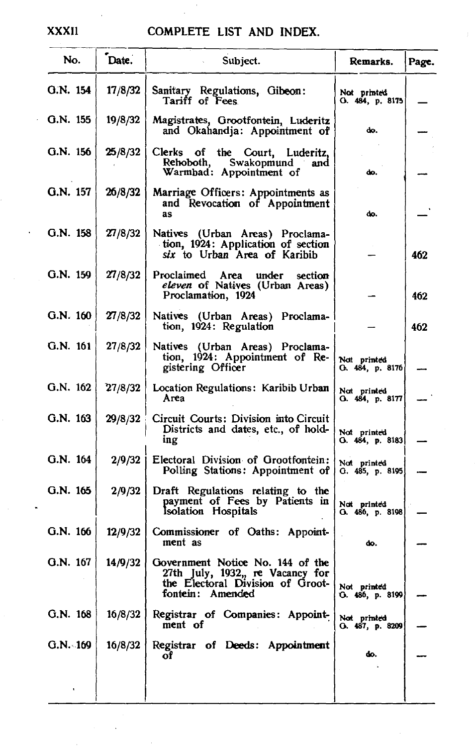## COMPLETE LIST AND INDEX.

| No. | Date. | Subject. | Remarks. | Page. |
|---|---|---|---|---|
| G.N. 154 | 17/8/32 | Sanitary Regulations, Gibeon: Tariff of Fees | Not printed G. 484, p. 8175 | — |
| G.N. 155 | 19/8/32 | Magistrates, Grootfontein, Luderitz and Okahandja: Appointment of | do. | — |
| G.N. 156 | 25/8/32 | Clerks of the Court, Luderitz, Rehoboth, Swakopmund and Warmbad: Appointment of | do. | — |
| G.N. 157 | 26/8/32 | Marriage Officers: Appointments as and Revocation of Appointment as | do. | — |
| G.N. 158 | 27/8/32 | Natives (Urban Areas) Proclamation, 1924: Application of section *six* to Urban Area of Karibib | — | 462 |
| G.N. 159 | 27/8/32 | Proclaimed Area under section *eleven* of Natives (Urban Areas) Proclamation, 1924 | — | 462 |
| G.N. 160 | 27/8/32 | Natives (Urban Areas) Proclamation, 1924: Regulation | — | 462 |
| G.N. 161 | 27/8/32 | Natives (Urban Areas) Proclamation, 1924: Appointment of Registering Officer | Not printed G. 484, p. 8176 | — |
| G.N. 162 | 27/8/32 | Location Regulations: Karibib Urban Area | Not printed G. 484, p. 8177 | — |
| G.N. 163 | 29/8/32 | Circuit Courts: Division into Circuit Districts and dates, etc., of holding | Not printed G. 484, p. 8183 | — |
| G.N. 164 | 2/9/32 | Electoral Division of Grootfontein: Polling Stations: Appointment of | Not printed G. 485, p. 8195 | — |
| G.N. 165 | 2/9/32 | Draft Regulations relating to the payment of Fees by Patients in Isolation Hospitals | Not printed G. 486, p. 8198 | — |
| G.N. 166 | 12/9/32 | Commissioner of Oaths: Appointment as | do. | — |
| G.N. 167 | 14/9/32 | Government Notice No. 144 of the 27th July, 1932,, re Vacancy for the Electoral Division of Grootfontein: Amended | Not printed G. 486, p. 8199 | — |
| G.N. 168 | 16/8/32 | Registrar of Companies: Appointment of | Not printed G. 487, p. 8209 | — |
| G.N. 169 | 16/8/32 | Registrar of Deeds: Appointment of | do. | — |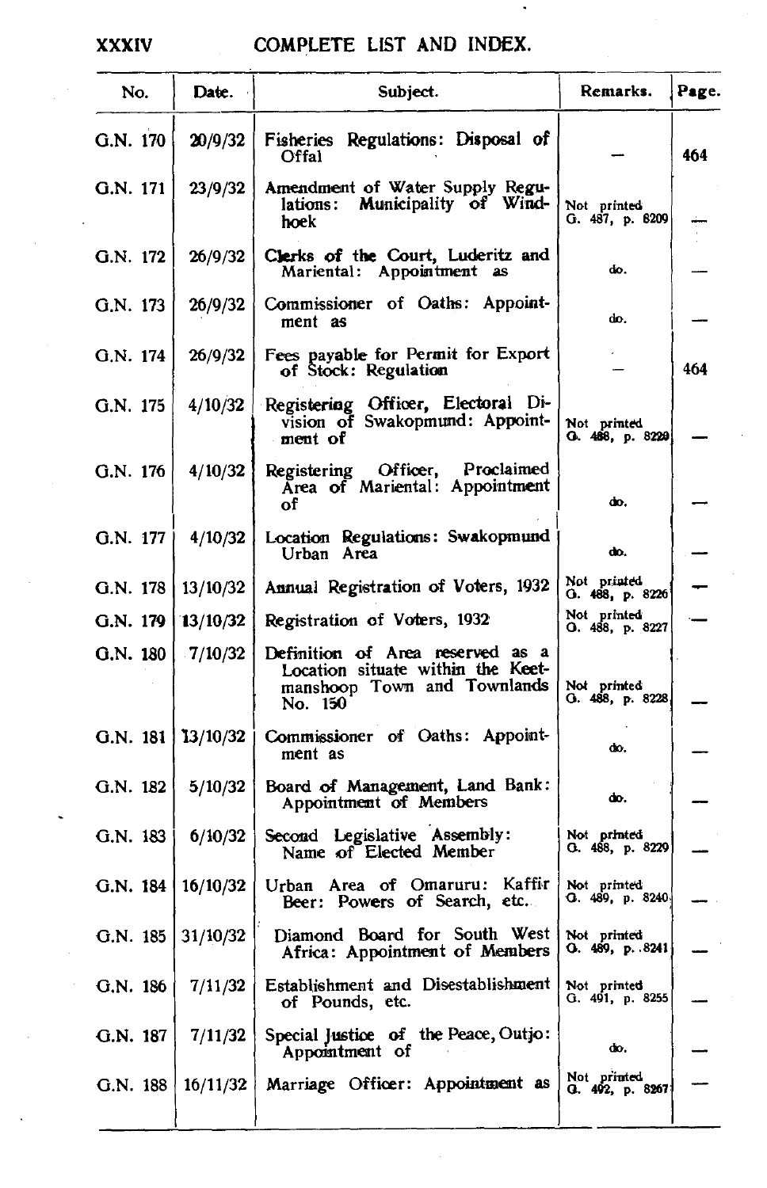# COMPLETE LIST AND INDEX.

| No. | Date. | Subject. | Remarks. | Page. |
|---|---|---|---|---|
| G.N. 170 | 20/9/32 | Fisheries Regulations: Disposal of Offal | — | 464 |
| G.N. 171 | 23/9/32 | Amendment of Water Supply Regulations: Municipality of Windhoek | Not printed G. 487, p. 8209 | — |
| G.N. 172 | 26/9/32 | Clerks of the Court, Luderitz and Mariental: Appointment as | do. | — |
| G.N. 173 | 26/9/32 | Commissioner of Oaths: Appointment as | do. | — |
| G.N. 174 | 26/9/32 | Fees payable for Permit for Export of Stock: Regulation | — | 464 |
| G.N. 175 | 4/10/32 | Registering Officer, Electoral Division of Swakopmund: Appointment of | Not printed G. 488, p. 8229 | — |
| G.N. 176 | 4/10/32 | Registering Officer, Proclaimed Area of Mariental: Appointment of | do. | — |
| G.N. 177 | 4/10/32 | Location Regulations: Swakopmund Urban Area | do. | — |
| G.N. 178 | 13/10/32 | Annual Registration of Voters, 1932 | Not printed G. 488, p. 8226 | — |
| G.N. 179 | 13/10/32 | Registration of Voters, 1932 | Not printed G. 488, p. 8227 | — |
| G.N. 180 | 7/10/32 | Definition of Area reserved as a Location situate within the Keetmanshoop Town and Townlands No. 150 | Not printed G. 488, p. 8228 | — |
| G.N. 181 | 13/10/32 | Commissioner of Oaths: Appointment as | do. | — |
| G.N. 182 | 5/10/32 | Board of Management, Land Bank: Appointment of Members | do. | — |
| G.N. 183 | 6/10/32 | Second Legislative Assembly: Name of Elected Member | Not printed G. 488, p. 8229 | — |
| G.N. 184 | 16/10/32 | Urban Area of Omaruru: Kaffir Beer: Powers of Search, etc. | Not printed G. 489, p. 8240 | — |
| G.N. 185 | 31/10/32 | Diamond Board for South West Africa: Appointment of Members | Not printed G. 489, p. 8241 | — |
| G.N. 186 | 7/11/32 | Establishment and Disestablishment of Pounds, etc. | Not printed G. 491, p. 8255 | — |
| G.N. 187 | 7/11/32 | Special Justice of the Peace, Outjo: Appointment of | do. | — |
| G.N. 188 | 16/11/32 | Marriage Officer: Appointment as | Not printed G. 492, p. 8267 | — |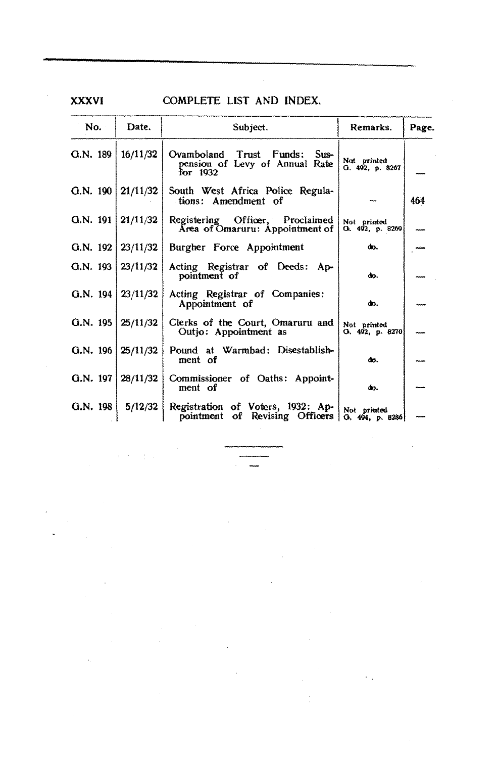## COMPLETE LIST AND INDEX.

| No. | Date. | Subject. | Remarks. | Page. |
|---|---|---|---|---|
| G.N. 189 | 16/11/32 | Ovamboland Trust Funds: Suspension of Levy of Annual Rate for 1932 | Not printed G. 492, p. 8267 | — |
| G.N. 190 | 21/11/32 | South West Africa Police Regulations: Amendment of | — | 464 |
| G.N. 191 | 21/11/32 | Registering Officer, Proclaimed Area of Omaruru: Appointment of | Not printed G. 492, p. 8269 | — |
| G.N. 192 | 23/11/32 | Burgher Force Appointment | do. | — |
| G.N. 193 | 23/11/32 | Acting Registrar of Deeds: Appointment of | do. | — |
| G.N. 194 | 23/11/32 | Acting Registrar of Companies: Appointment of | do. | — |
| G.N. 195 | 25/11/32 | Clerks of the Court, Omaruru and Outjo: Appointment as | Not printed G. 492, p. 8270 | — |
| G.N. 196 | 25/11/32 | Pound at Warmbad: Disestablishment of | do. | — |
| G.N. 197 | 28/11/32 | Commissioner of Oaths: Appointment of | do. | — |
| G.N. 198 | 5/12/32 | Registration of Voters, 1932: Appointment of Revising Officers | Not printed G. 494, p. 8286 | — |